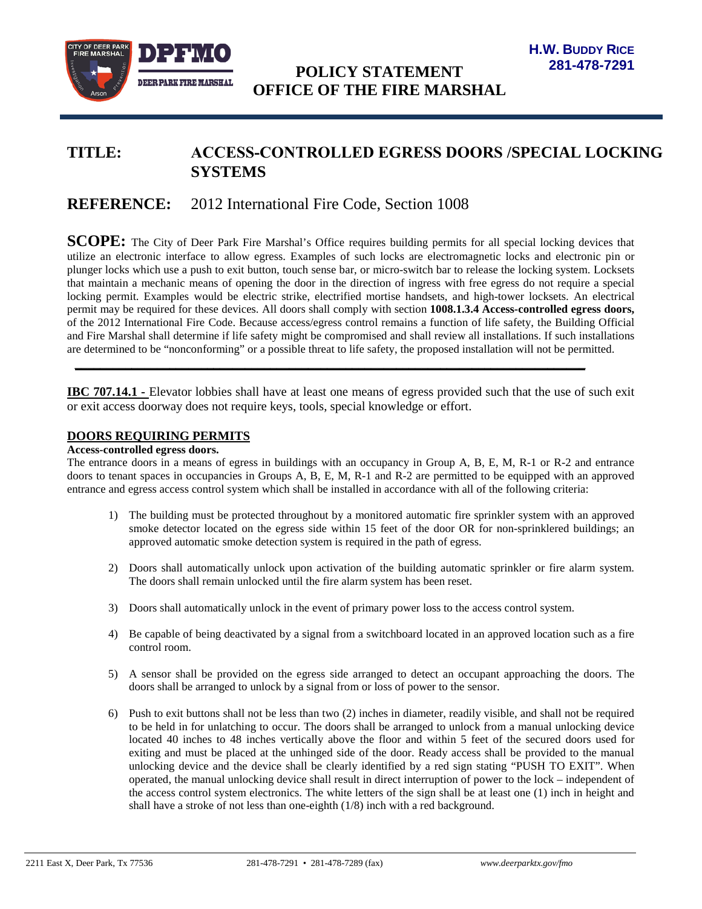**H.W. BUDDY RICE**
**281-478-7291**

# POLICY STATEMENT
# OFFICE OF THE FIRE MARSHAL

## TITLE: ACCESS-CONTROLLED EGRESS DOORS /SPECIAL LOCKING SYSTEMS

## REFERENCE: 2012 International Fire Code, Section 1008

**SCOPE:** The City of Deer Park Fire Marshal's Office requires building permits for all special locking devices that utilize an electronic interface to allow egress. Examples of such locks are electromagnetic locks and electronic pin or plunger locks which use a push to exit button, touch sense bar, or micro-switch bar to release the locking system. Locksets that maintain a mechanic means of opening the door in the direction of ingress with free egress do not require a special locking permit. Examples would be electric strike, electrified mortise handsets, and high-tower locksets. An electrical permit may be required for these devices. All doors shall comply with section **1008.1.3.4 Access-controlled egress doors,** of the 2012 International Fire Code. Because access/egress control remains a function of life safety, the Building Official and Fire Marshal shall determine if life safety might be compromised and shall review all installations. If such installations are determined to be "nonconforming" or a possible threat to life safety, the proposed installation will not be permitted.

---

**IBC 707.14.1 -** Elevator lobbies shall have at least one means of egress provided such that the use of such exit or exit access doorway does not require keys, tools, special knowledge or effort.

### DOORS REQUIRING PERMITS

**Access-controlled egress doors.**

The entrance doors in a means of egress in buildings with an occupancy in Group A, B, E, M, R-1 or R-2 and entrance doors to tenant spaces in occupancies in Groups A, B, E, M, R-1 and R-2 are permitted to be equipped with an approved entrance and egress access control system which shall be installed in accordance with all of the following criteria:

1) The building must be protected throughout by a monitored automatic fire sprinkler system with an approved smoke detector located on the egress side within 15 feet of the door OR for non-sprinklered buildings; an approved automatic smoke detection system is required in the path of egress.

2) Doors shall automatically unlock upon activation of the building automatic sprinkler or fire alarm system. The doors shall remain unlocked until the fire alarm system has been reset.

3) Doors shall automatically unlock in the event of primary power loss to the access control system.

4) Be capable of being deactivated by a signal from a switchboard located in an approved location such as a fire control room.

5) A sensor shall be provided on the egress side arranged to detect an occupant approaching the doors. The doors shall be arranged to unlock by a signal from or loss of power to the sensor.

6) Push to exit buttons shall not be less than two (2) inches in diameter, readily visible, and shall not be required to be held in for unlatching to occur. The doors shall be arranged to unlock from a manual unlocking device located 40 inches to 48 inches vertically above the floor and within 5 feet of the secured doors used for exiting and must be placed at the unhinged side of the door. Ready access shall be provided to the manual unlocking device and the device shall be clearly identified by a red sign stating "PUSH TO EXIT". When operated, the manual unlocking device shall result in direct interruption of power to the lock – independent of the access control system electronics. The white letters of the sign shall be at least one (1) inch in height and shall have a stroke of not less than one-eighth (1/8) inch with a red background.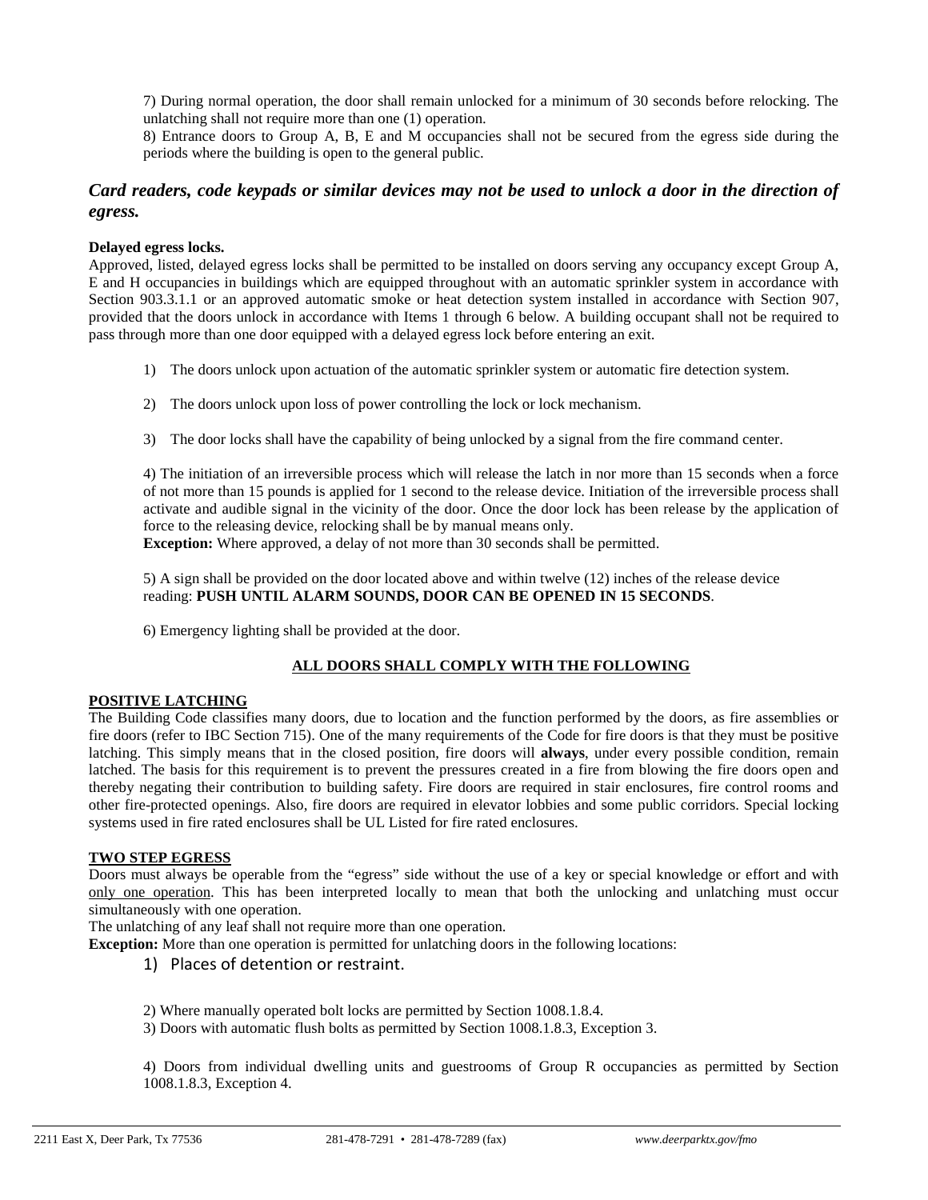7) During normal operation, the door shall remain unlocked for a minimum of 30 seconds before relocking. The unlatching shall not require more than one (1) operation.

8) Entrance doors to Group A, B, E and M occupancies shall not be secured from the egress side during the periods where the building is open to the general public.

### *Card readers, code keypads or similar devices may not be used to unlock a door in the direction of egress.*

**Delayed egress locks.**

Approved, listed, delayed egress locks shall be permitted to be installed on doors serving any occupancy except Group A, E and H occupancies in buildings which are equipped throughout with an automatic sprinkler system in accordance with Section 903.3.1.1 or an approved automatic smoke or heat detection system installed in accordance with Section 907, provided that the doors unlock in accordance with Items 1 through 6 below. A building occupant shall not be required to pass through more than one door equipped with a delayed egress lock before entering an exit.

1) The doors unlock upon actuation of the automatic sprinkler system or automatic fire detection system.

2) The doors unlock upon loss of power controlling the lock or lock mechanism.

3) The door locks shall have the capability of being unlocked by a signal from the fire command center.

4) The initiation of an irreversible process which will release the latch in nor more than 15 seconds when a force of not more than 15 pounds is applied for 1 second to the release device. Initiation of the irreversible process shall activate and audible signal in the vicinity of the door. Once the door lock has been release by the application of force to the releasing device, relocking shall be by manual means only.
**Exception:** Where approved, a delay of not more than 30 seconds shall be permitted.

5) A sign shall be provided on the door located above and within twelve (12) inches of the release device reading: **PUSH UNTIL ALARM SOUNDS, DOOR CAN BE OPENED IN 15 SECONDS**.

6) Emergency lighting shall be provided at the door.

**ALL DOORS SHALL COMPLY WITH THE FOLLOWING**

**POSITIVE LATCHING**

The Building Code classifies many doors, due to location and the function performed by the doors, as fire assemblies or fire doors (refer to IBC Section 715). One of the many requirements of the Code for fire doors is that they must be positive latching. This simply means that in the closed position, fire doors will **always**, under every possible condition, remain latched. The basis for this requirement is to prevent the pressures created in a fire from blowing the fire doors open and thereby negating their contribution to building safety. Fire doors are required in stair enclosures, fire control rooms and other fire-protected openings. Also, fire doors are required in elevator lobbies and some public corridors. Special locking systems used in fire rated enclosures shall be UL Listed for fire rated enclosures.

**TWO STEP EGRESS**

Doors must always be operable from the "egress" side without the use of a key or special knowledge or effort and with only one operation. This has been interpreted locally to mean that both the unlocking and unlatching must occur simultaneously with one operation.

The unlatching of any leaf shall not require more than one operation.

**Exception:** More than one operation is permitted for unlatching doors in the following locations:

1) Places of detention or restraint.

2) Where manually operated bolt locks are permitted by Section 1008.1.8.4.

3) Doors with automatic flush bolts as permitted by Section 1008.1.8.3, Exception 3.

4) Doors from individual dwelling units and guestrooms of Group R occupancies as permitted by Section 1008.1.8.3, Exception 4.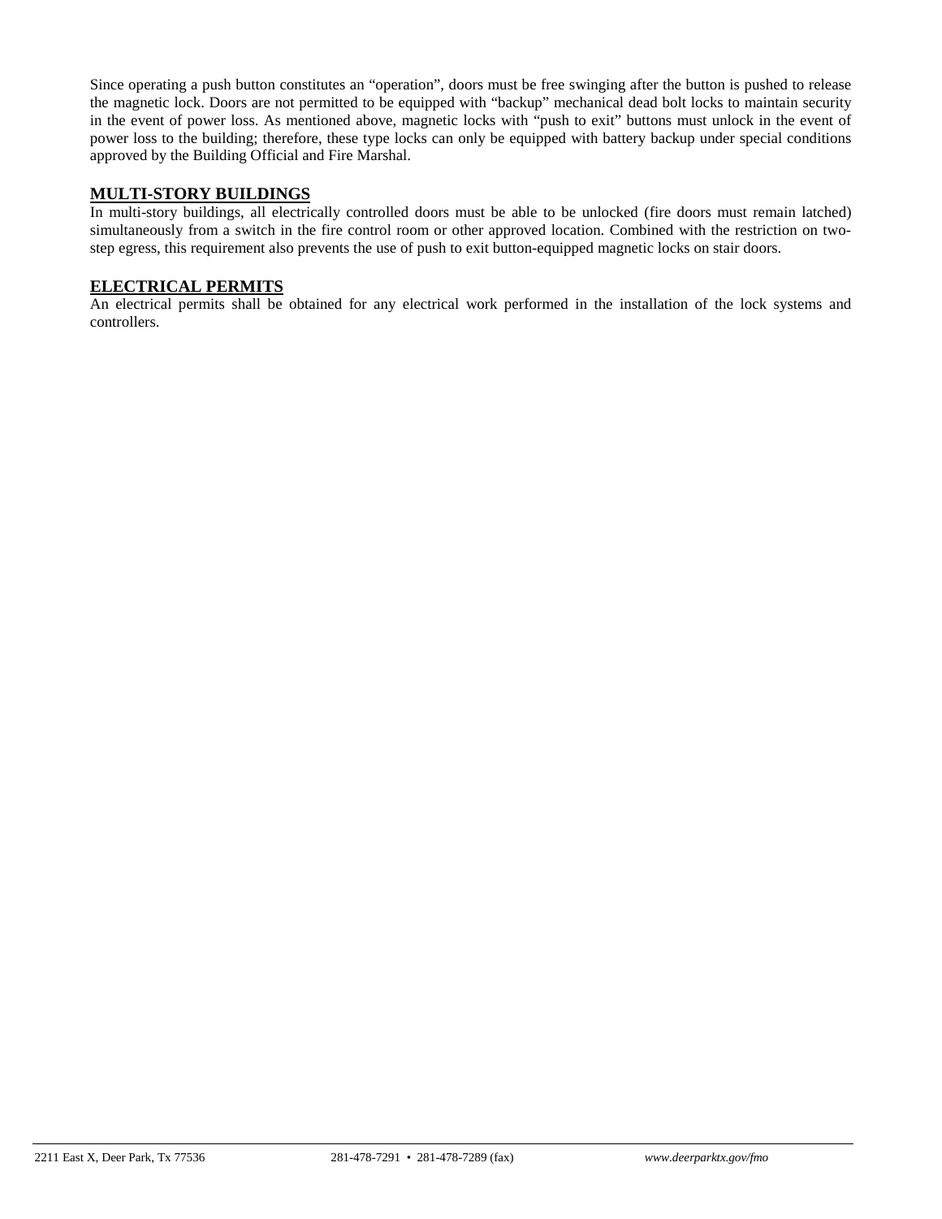Since operating a push button constitutes an "operation", doors must be free swinging after the button is pushed to release the magnetic lock. Doors are not permitted to be equipped with "backup" mechanical dead bolt locks to maintain security in the event of power loss. As mentioned above, magnetic locks with "push to exit" buttons must unlock in the event of power loss to the building; therefore, these type locks can only be equipped with battery backup under special conditions approved by the Building Official and Fire Marshal.

## MULTI-STORY BUILDINGS

In multi-story buildings, all electrically controlled doors must be able to be unlocked (fire doors must remain latched) simultaneously from a switch in the fire control room or other approved location. Combined with the restriction on two-step egress, this requirement also prevents the use of push to exit button-equipped magnetic locks on stair doors.

## ELECTRICAL PERMITS

An electrical permits shall be obtained for any electrical work performed in the installation of the lock systems and controllers.